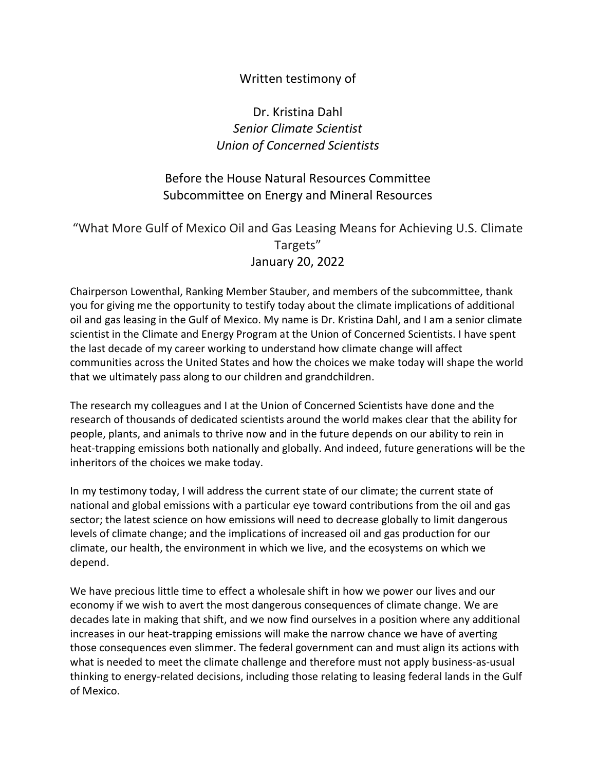Written testimony of

Dr. Kristina Dahl
*Senior Climate Scientist*
*Union of Concerned Scientists*

Before the House Natural Resources Committee
Subcommittee on Energy and Mineral Resources

"What More Gulf of Mexico Oil and Gas Leasing Means for Achieving U.S. Climate Targets"
January 20, 2022

Chairperson Lowenthal, Ranking Member Stauber, and members of the subcommittee, thank you for giving me the opportunity to testify today about the climate implications of additional oil and gas leasing in the Gulf of Mexico. My name is Dr. Kristina Dahl, and I am a senior climate scientist in the Climate and Energy Program at the Union of Concerned Scientists. I have spent the last decade of my career working to understand how climate change will affect communities across the United States and how the choices we make today will shape the world that we ultimately pass along to our children and grandchildren.

The research my colleagues and I at the Union of Concerned Scientists have done and the research of thousands of dedicated scientists around the world makes clear that the ability for people, plants, and animals to thrive now and in the future depends on our ability to rein in heat-trapping emissions both nationally and globally. And indeed, future generations will be the inheritors of the choices we make today.

In my testimony today, I will address the current state of our climate; the current state of national and global emissions with a particular eye toward contributions from the oil and gas sector; the latest science on how emissions will need to decrease globally to limit dangerous levels of climate change; and the implications of increased oil and gas production for our climate, our health, the environment in which we live, and the ecosystems on which we depend.

We have precious little time to effect a wholesale shift in how we power our lives and our economy if we wish to avert the most dangerous consequences of climate change. We are decades late in making that shift, and we now find ourselves in a position where any additional increases in our heat-trapping emissions will make the narrow chance we have of averting those consequences even slimmer. The federal government can and must align its actions with what is needed to meet the climate challenge and therefore must not apply business-as-usual thinking to energy-related decisions, including those relating to leasing federal lands in the Gulf of Mexico.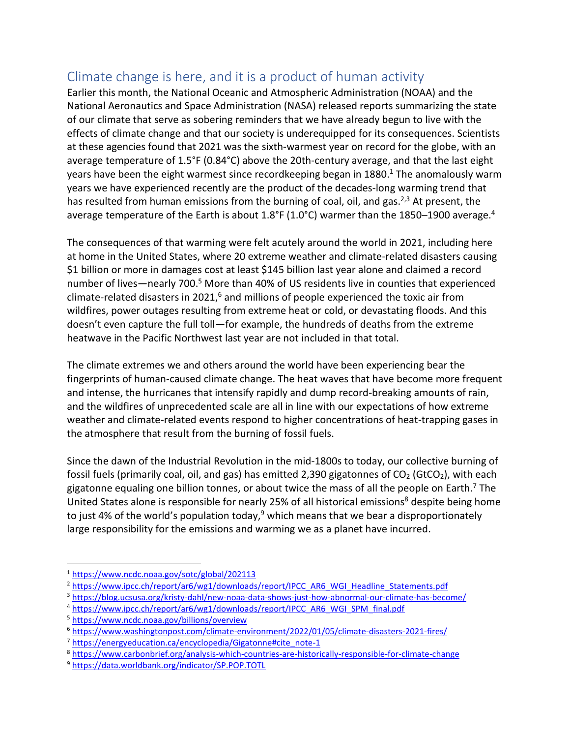## Climate change is here, and it is a product of human activity

Earlier this month, the National Oceanic and Atmospheric Administration (NOAA) and the National Aeronautics and Space Administration (NASA) released reports summarizing the state of our climate that serve as sobering reminders that we have already begun to live with the effects of climate change and that our society is underequipped for its consequences. Scientists at these agencies found that 2021 was the sixth-warmest year on record for the globe, with an average temperature of 1.5°F (0.84°C) above the 20th-century average, and that the last eight years have been the eight warmest since recordkeeping began in 1880.[1] The anomalously warm years we have experienced recently are the product of the decades-long warming trend that has resulted from human emissions from the burning of coal, oil, and gas.[2,3] At present, the average temperature of the Earth is about 1.8°F (1.0°C) warmer than the 1850–1900 average.[4]

The consequences of that warming were felt acutely around the world in 2021, including here at home in the United States, where 20 extreme weather and climate-related disasters causing $1 billion or more in damages cost at least $145 billion last year alone and claimed a record number of lives—nearly 700.[5] More than 40% of US residents live in counties that experienced climate-related disasters in 2021,[6] and millions of people experienced the toxic air from wildfires, power outages resulting from extreme heat or cold, or devastating floods. And this doesn't even capture the full toll—for example, the hundreds of deaths from the extreme heatwave in the Pacific Northwest last year are not included in that total.

The climate extremes we and others around the world have been experiencing bear the fingerprints of human-caused climate change. The heat waves that have become more frequent and intense, the hurricanes that intensify rapidly and dump record-breaking amounts of rain, and the wildfires of unprecedented scale are all in line with our expectations of how extreme weather and climate-related events respond to higher concentrations of heat-trapping gases in the atmosphere that result from the burning of fossil fuels.

Since the dawn of the Industrial Revolution in the mid-1800s to today, our collective burning of fossil fuels (primarily coal, oil, and gas) has emitted 2,390 gigatonnes of $CO_2$ ($GtCO_2$), with each gigatonne equaling one billion tonnes, or about twice the mass of all the people on Earth.[7] The United States alone is responsible for nearly 25% of all historical emissions[8] despite being home to just 4% of the world's population today,[9] which means that we bear a disproportionately large responsibility for the emissions and warming we as a planet have incurred.

---

[1] https://www.ncdc.noaa.gov/sotc/global/202113
[2] https://www.ipcc.ch/report/ar6/wg1/downloads/report/IPCC_AR6_WGI_Headline_Statements.pdf
[3] https://blog.ucsusa.org/kristy-dahl/new-noaa-data-shows-just-how-abnormal-our-climate-has-become/
[4] https://www.ipcc.ch/report/ar6/wg1/downloads/report/IPCC_AR6_WGI_SPM_final.pdf
[5] https://www.ncdc.noaa.gov/billions/overview
[6] https://www.washingtonpost.com/climate-environment/2022/01/05/climate-disasters-2021-fires/
[7] https://energyeducation.ca/encyclopedia/Gigatonne#cite_note-1
[8] https://www.carbonbrief.org/analysis-which-countries-are-historically-responsible-for-climate-change
[9] https://data.worldbank.org/indicator/SP.POP.TOTL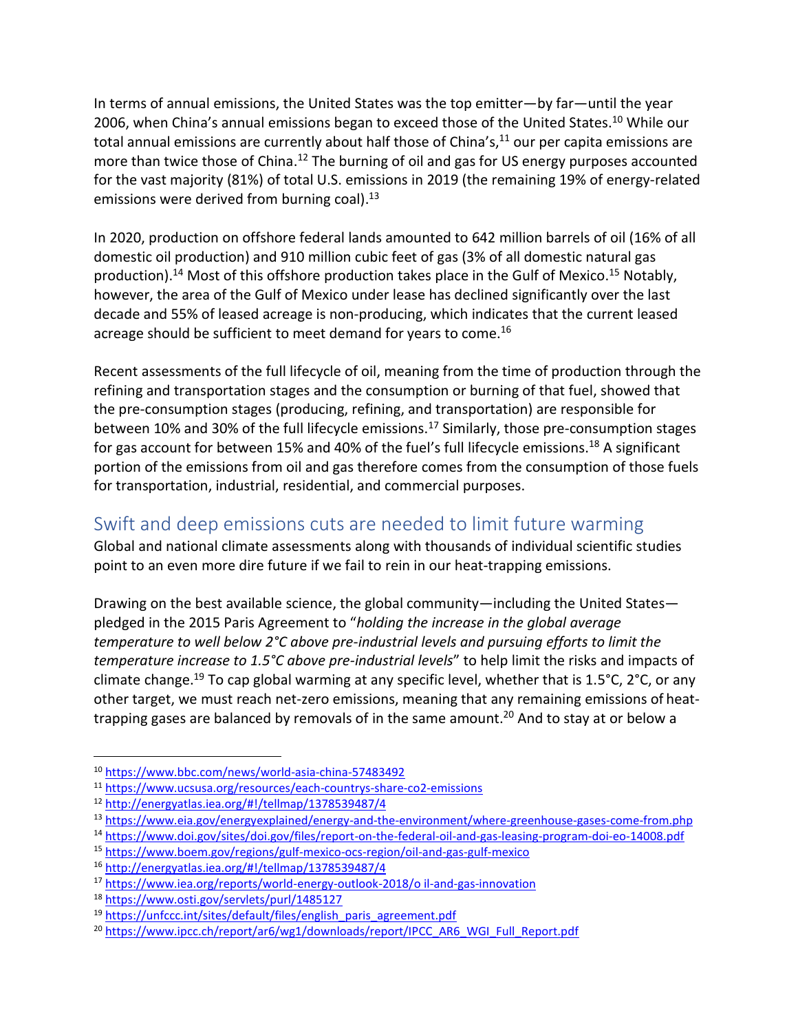In terms of annual emissions, the United States was the top emitter—by far—until the year 2006, when China's annual emissions began to exceed those of the United States.[10] While our total annual emissions are currently about half those of China's,[11] our per capita emissions are more than twice those of China.[12] The burning of oil and gas for US energy purposes accounted for the vast majority (81%) of total U.S. emissions in 2019 (the remaining 19% of energy-related emissions were derived from burning coal).[13]

In 2020, production on offshore federal lands amounted to 642 million barrels of oil (16% of all domestic oil production) and 910 million cubic feet of gas (3% of all domestic natural gas production).[14] Most of this offshore production takes place in the Gulf of Mexico.[15] Notably, however, the area of the Gulf of Mexico under lease has declined significantly over the last decade and 55% of leased acreage is non-producing, which indicates that the current leased acreage should be sufficient to meet demand for years to come.[16]

Recent assessments of the full lifecycle of oil, meaning from the time of production through the refining and transportation stages and the consumption or burning of that fuel, showed that the pre-consumption stages (producing, refining, and transportation) are responsible for between 10% and 30% of the full lifecycle emissions.[17] Similarly, those pre-consumption stages for gas account for between 15% and 40% of the fuel's full lifecycle emissions.[18] A significant portion of the emissions from oil and gas therefore comes from the consumption of those fuels for transportation, industrial, residential, and commercial purposes.

## Swift and deep emissions cuts are needed to limit future warming

Global and national climate assessments along with thousands of individual scientific studies point to an even more dire future if we fail to rein in our heat-trapping emissions.

Drawing on the best available science, the global community—including the United States—pledged in the 2015 Paris Agreement to "*holding the increase in the global average temperature to well below 2°C above pre-industrial levels and pursuing efforts to limit the temperature increase to 1.5°C above pre-industrial levels*" to help limit the risks and impacts of climate change.[19] To cap global warming at any specific level, whether that is 1.5°C, 2°C, or any other target, we must reach net-zero emissions, meaning that any remaining emissions of heat-trapping gases are balanced by removals of in the same amount.[20] And to stay at or below a

---

[10] https://www.bbc.com/news/world-asia-china-57483492
[11] https://www.ucsusa.org/resources/each-countrys-share-co2-emissions
[12] http://energyatlas.iea.org/#!/tellmap/1378539487/4
[13] https://www.eia.gov/energyexplained/energy-and-the-environment/where-greenhouse-gases-come-from.php
[14] https://www.doi.gov/sites/doi.gov/files/report-on-the-federal-oil-and-gas-leasing-program-doi-eo-14008.pdf
[15] https://www.boem.gov/regions/gulf-mexico-ocs-region/oil-and-gas-gulf-mexico
[16] http://energyatlas.iea.org/#!/tellmap/1378539487/4
[17] https://www.iea.org/reports/world-energy-outlook-2018/o il-and-gas-innovation
[18] https://www.osti.gov/servlets/purl/1485127
[19] https://unfccc.int/sites/default/files/english_paris_agreement.pdf
[20] https://www.ipcc.ch/report/ar6/wg1/downloads/report/IPCC_AR6_WGI_Full_Report.pdf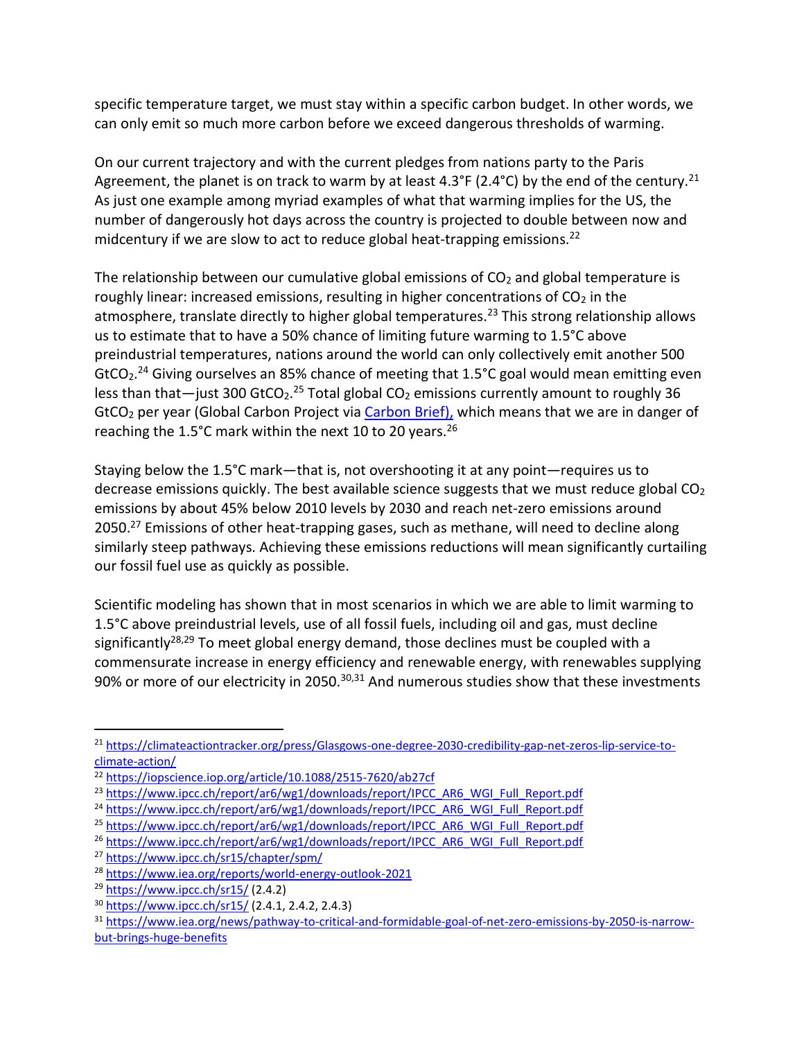specific temperature target, we must stay within a specific carbon budget. In other words, we can only emit so much more carbon before we exceed dangerous thresholds of warming.

On our current trajectory and with the current pledges from nations party to the Paris Agreement, the planet is on track to warm by at least 4.3°F (2.4°C) by the end of the century.[21] As just one example among myriad examples of what that warming implies for the US, the number of dangerously hot days across the country is projected to double between now and midcentury if we are slow to act to reduce global heat-trapping emissions.[22]

The relationship between our cumulative global emissions of $CO_2$ and global temperature is roughly linear: increased emissions, resulting in higher concentrations of $CO_2$ in the atmosphere, translate directly to higher global temperatures.[23] This strong relationship allows us to estimate that to have a 50% chance of limiting future warming to 1.5°C above preindustrial temperatures, nations around the world can only collectively emit another 500 $GtCO_2$.[24] Giving ourselves an 85% chance of meeting that 1.5°C goal would mean emitting even less than that—just 300 $GtCO_2$.[25] Total global $CO_2$ emissions currently amount to roughly 36 $GtCO_2$ per year (Global Carbon Project via [Carbon Brief),](#) which means that we are in danger of reaching the 1.5°C mark within the next 10 to 20 years.[26]

Staying below the 1.5°C mark—that is, not overshooting it at any point—requires us to decrease emissions quickly. The best available science suggests that we must reduce global $CO_2$ emissions by about 45% below 2010 levels by 2030 and reach net-zero emissions around 2050.[27] Emissions of other heat-trapping gases, such as methane, will need to decline along similarly steep pathways. Achieving these emissions reductions will mean significantly curtailing our fossil fuel use as quickly as possible.

Scientific modeling has shown that in most scenarios in which we are able to limit warming to 1.5°C above preindustrial levels, use of all fossil fuels, including oil and gas, must decline significantly[28,29] To meet global energy demand, those declines must be coupled with a commensurate increase in energy efficiency and renewable energy, with renewables supplying 90% or more of our electricity in 2050.[30,31] And numerous studies show that these investments

---

[21] https://climateactiontracker.org/press/Glasgows-one-degree-2030-credibility-gap-net-zeros-lip-service-to-climate-action/

[22] https://iopscience.iop.org/article/10.1088/2515-7620/ab27cf

[23] https://www.ipcc.ch/report/ar6/wg1/downloads/report/IPCC_AR6_WGI_Full_Report.pdf

[24] https://www.ipcc.ch/report/ar6/wg1/downloads/report/IPCC_AR6_WGI_Full_Report.pdf

[25] https://www.ipcc.ch/report/ar6/wg1/downloads/report/IPCC_AR6_WGI_Full_Report.pdf

[26] https://www.ipcc.ch/report/ar6/wg1/downloads/report/IPCC_AR6_WGI_Full_Report.pdf

[27] https://www.ipcc.ch/sr15/chapter/spm/

[28] https://www.iea.org/reports/world-energy-outlook-2021

[29] https://www.ipcc.ch/sr15/ (2.4.2)

[30] https://www.ipcc.ch/sr15/ (2.4.1, 2.4.2, 2.4.3)

[31] https://www.iea.org/news/pathway-to-critical-and-formidable-goal-of-net-zero-emissions-by-2050-is-narrow-but-brings-huge-benefits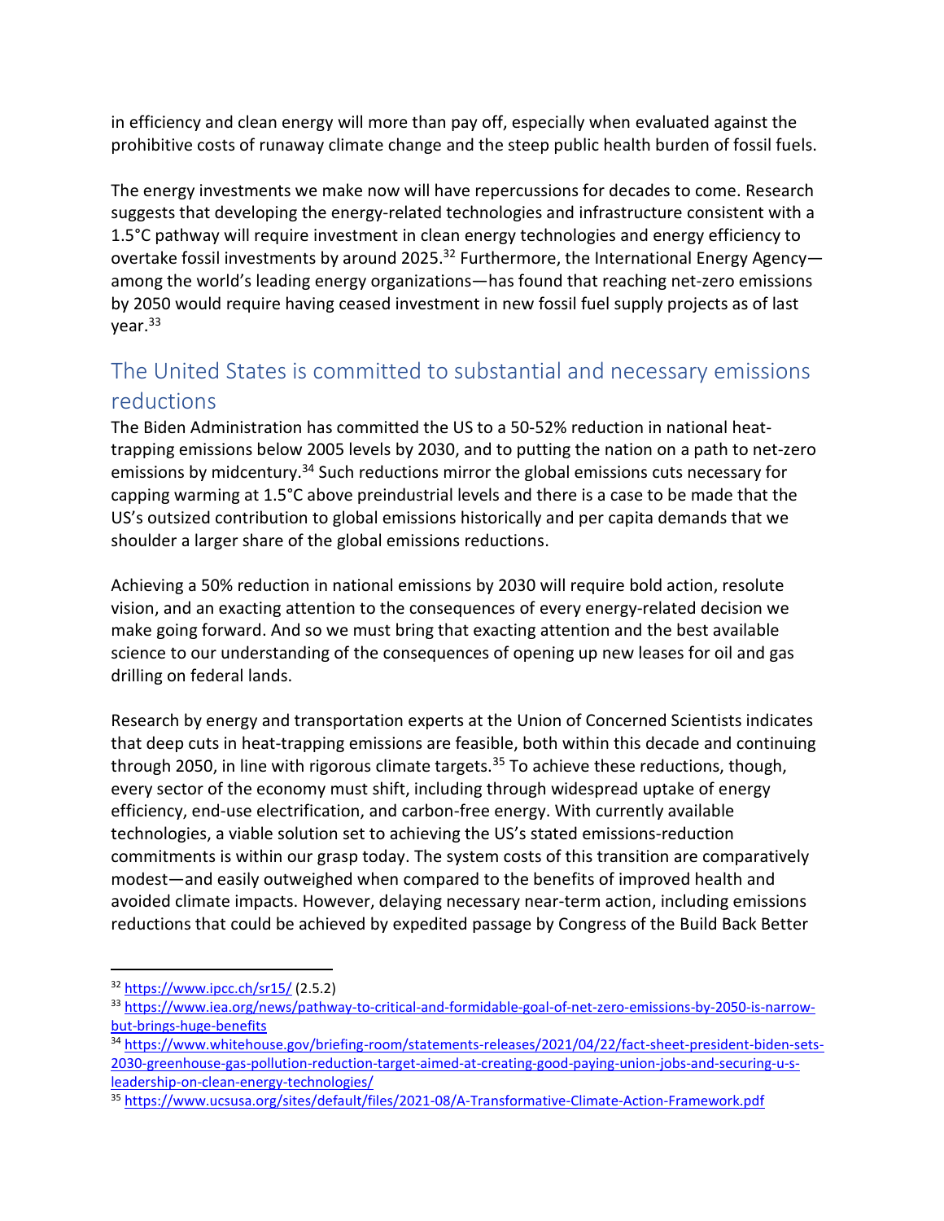in efficiency and clean energy will more than pay off, especially when evaluated against the prohibitive costs of runaway climate change and the steep public health burden of fossil fuels.

The energy investments we make now will have repercussions for decades to come. Research suggests that developing the energy-related technologies and infrastructure consistent with a 1.5°C pathway will require investment in clean energy technologies and energy efficiency to overtake fossil investments by around 2025.[32] Furthermore, the International Energy Agency—among the world's leading energy organizations—has found that reaching net-zero emissions by 2050 would require having ceased investment in new fossil fuel supply projects as of last year.[33]

## The United States is committed to substantial and necessary emissions reductions

The Biden Administration has committed the US to a 50-52% reduction in national heat-trapping emissions below 2005 levels by 2030, and to putting the nation on a path to net-zero emissions by midcentury.[34] Such reductions mirror the global emissions cuts necessary for capping warming at 1.5°C above preindustrial levels and there is a case to be made that the US's outsized contribution to global emissions historically and per capita demands that we shoulder a larger share of the global emissions reductions.

Achieving a 50% reduction in national emissions by 2030 will require bold action, resolute vision, and an exacting attention to the consequences of every energy-related decision we make going forward. And so we must bring that exacting attention and the best available science to our understanding of the consequences of opening up new leases for oil and gas drilling on federal lands.

Research by energy and transportation experts at the Union of Concerned Scientists indicates that deep cuts in heat-trapping emissions are feasible, both within this decade and continuing through 2050, in line with rigorous climate targets.[35] To achieve these reductions, though, every sector of the economy must shift, including through widespread uptake of energy efficiency, end-use electrification, and carbon-free energy. With currently available technologies, a viable solution set to achieving the US's stated emissions-reduction commitments is within our grasp today. The system costs of this transition are comparatively modest—and easily outweighed when compared to the benefits of improved health and avoided climate impacts. However, delaying necessary near-term action, including emissions reductions that could be achieved by expedited passage by Congress of the Build Back Better

---

[32] https://www.ipcc.ch/sr15/ (2.5.2)

[33] https://www.iea.org/news/pathway-to-critical-and-formidable-goal-of-net-zero-emissions-by-2050-is-narrow-but-brings-huge-benefits

[34] https://www.whitehouse.gov/briefing-room/statements-releases/2021/04/22/fact-sheet-president-biden-sets-2030-greenhouse-gas-pollution-reduction-target-aimed-at-creating-good-paying-union-jobs-and-securing-u-s-leadership-on-clean-energy-technologies/

[35] https://www.ucsusa.org/sites/default/files/2021-08/A-Transformative-Climate-Action-Framework.pdf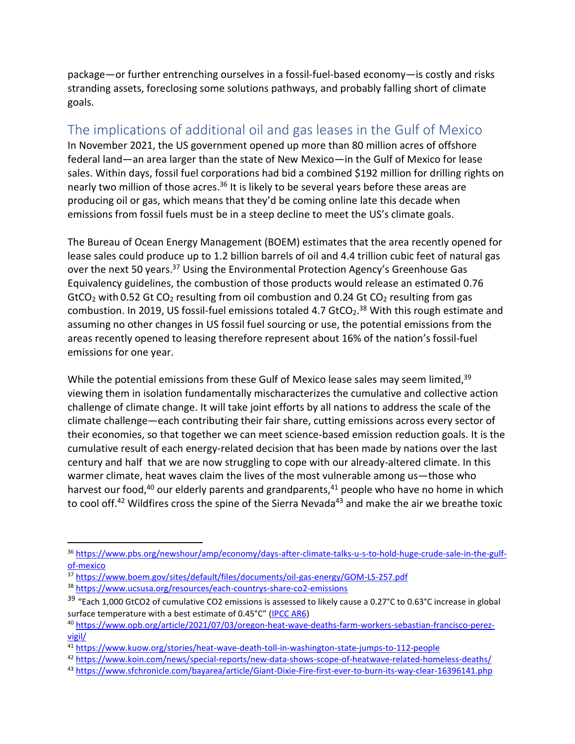package—or further entrenching ourselves in a fossil-fuel-based economy—is costly and risks stranding assets, foreclosing some solutions pathways, and probably falling short of climate goals.

## The implications of additional oil and gas leases in the Gulf of Mexico

In November 2021, the US government opened up more than 80 million acres of offshore federal land—an area larger than the state of New Mexico—in the Gulf of Mexico for lease sales. Within days, fossil fuel corporations had bid a combined $192 million for drilling rights on nearly two million of those acres.[36] It is likely to be several years before these areas are producing oil or gas, which means that they'd be coming online late this decade when emissions from fossil fuels must be in a steep decline to meet the US's climate goals.

The Bureau of Ocean Energy Management (BOEM) estimates that the area recently opened for lease sales could produce up to 1.2 billion barrels of oil and 4.4 trillion cubic feet of natural gas over the next 50 years.[37] Using the Environmental Protection Agency's Greenhouse Gas Equivalency guidelines, the combustion of those products would release an estimated 0.76 $GtCO_2$ with 0.52 Gt $CO_2$ resulting from oil combustion and 0.24 Gt $CO_2$ resulting from gas combustion. In 2019, US fossil-fuel emissions totaled 4.7 $GtCO_2$.[38] With this rough estimate and assuming no other changes in US fossil fuel sourcing or use, the potential emissions from the areas recently opened to leasing therefore represent about 16% of the nation's fossil-fuel emissions for one year.

While the potential emissions from these Gulf of Mexico lease sales may seem limited,[39] viewing them in isolation fundamentally mischaracterizes the cumulative and collective action challenge of climate change. It will take joint efforts by all nations to address the scale of the climate challenge—each contributing their fair share, cutting emissions across every sector of their economies, so that together we can meet science-based emission reduction goals. It is the cumulative result of each energy-related decision that has been made by nations over the last century and half that we are now struggling to cope with our already-altered climate. In this warmer climate, heat waves claim the lives of the most vulnerable among us—those who harvest our food,[40] our elderly parents and grandparents,[41] people who have no home in which to cool off.[42] Wildfires cross the spine of the Sierra Nevada[43] and make the air we breathe toxic

---

[36] https://www.pbs.org/newshour/amp/economy/days-after-climate-talks-u-s-to-hold-huge-crude-sale-in-the-gulf-of-mexico

[37] https://www.boem.gov/sites/default/files/documents/oil-gas-energy/GOM-LS-257.pdf

[38] https://www.ucsusa.org/resources/each-countrys-share-co2-emissions

[39] "Each 1,000 $GtCO_2$ of cumulative $CO_2$ emissions is assessed to likely cause a 0.27°C to 0.63°C increase in global surface temperature with a best estimate of 0.45°C" (IPCC AR6)

[40] https://www.opb.org/article/2021/07/03/oregon-heat-wave-deaths-farm-workers-sebastian-francisco-perez-vigil/

[41] https://www.kuow.org/stories/heat-wave-death-toll-in-washington-state-jumps-to-112-people

[42] https://www.koin.com/news/special-reports/new-data-shows-scope-of-heatwave-related-homeless-deaths/

[43] https://www.sfchronicle.com/bayarea/article/Giant-Dixie-Fire-first-ever-to-burn-its-way-clear-16396141.php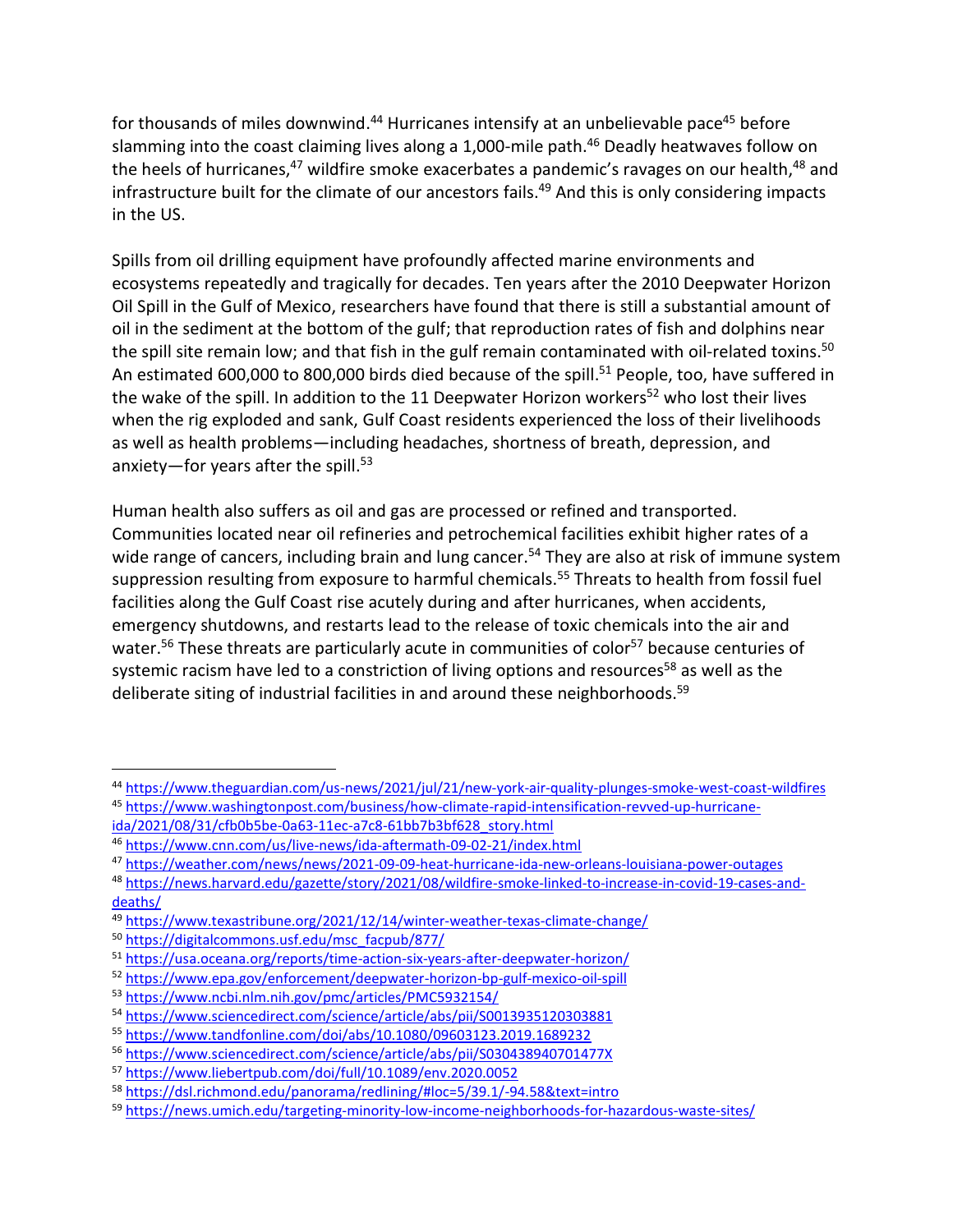for thousands of miles downwind.[44] Hurricanes intensify at an unbelievable pace[45] before slamming into the coast claiming lives along a 1,000-mile path.[46] Deadly heatwaves follow on the heels of hurricanes,[47] wildfire smoke exacerbates a pandemic's ravages on our health,[48] and infrastructure built for the climate of our ancestors fails.[49] And this is only considering impacts in the US.

Spills from oil drilling equipment have profoundly affected marine environments and ecosystems repeatedly and tragically for decades. Ten years after the 2010 Deepwater Horizon Oil Spill in the Gulf of Mexico, researchers have found that there is still a substantial amount of oil in the sediment at the bottom of the gulf; that reproduction rates of fish and dolphins near the spill site remain low; and that fish in the gulf remain contaminated with oil-related toxins.[50] An estimated 600,000 to 800,000 birds died because of the spill.[51] People, too, have suffered in the wake of the spill. In addition to the 11 Deepwater Horizon workers[52] who lost their lives when the rig exploded and sank, Gulf Coast residents experienced the loss of their livelihoods as well as health problems—including headaches, shortness of breath, depression, and anxiety—for years after the spill.[53]

Human health also suffers as oil and gas are processed or refined and transported. Communities located near oil refineries and petrochemical facilities exhibit higher rates of a wide range of cancers, including brain and lung cancer.[54] They are also at risk of immune system suppression resulting from exposure to harmful chemicals.[55] Threats to health from fossil fuel facilities along the Gulf Coast rise acutely during and after hurricanes, when accidents, emergency shutdowns, and restarts lead to the release of toxic chemicals into the air and water.[56] These threats are particularly acute in communities of color[57] because centuries of systemic racism have led to a constriction of living options and resources[58] as well as the deliberate siting of industrial facilities in and around these neighborhoods.[59]

---

[44] https://www.theguardian.com/us-news/2021/jul/21/new-york-air-quality-plunges-smoke-west-coast-wildfires

[45] https://www.washingtonpost.com/business/how-climate-rapid-intensification-revved-up-hurricane-ida/2021/08/31/cfb0b5be-0a63-11ec-a7c8-61bb7b3bf628_story.html

[46] https://www.cnn.com/us/live-news/ida-aftermath-09-02-21/index.html

[47] https://weather.com/news/news/2021-09-09-heat-hurricane-ida-new-orleans-louisiana-power-outages

[48] https://news.harvard.edu/gazette/story/2021/08/wildfire-smoke-linked-to-increase-in-covid-19-cases-and-deaths/

[49] https://www.texastribune.org/2021/12/14/winter-weather-texas-climate-change/

[50] https://digitalcommons.usf.edu/msc_facpub/877/

[51] https://usa.oceana.org/reports/time-action-six-years-after-deepwater-horizon/

[52] https://www.epa.gov/enforcement/deepwater-horizon-bp-gulf-mexico-oil-spill

[53] https://www.ncbi.nlm.nih.gov/pmc/articles/PMC5932154/

[54] https://www.sciencedirect.com/science/article/abs/pii/S0013935120303881

[55] https://www.tandfonline.com/doi/abs/10.1080/09603123.2019.1689232

[56] https://www.sciencedirect.com/science/article/abs/pii/S030438940701477X

[57] https://www.liebertpub.com/doi/full/10.1089/env.2020.0052

[58] https://dsl.richmond.edu/panorama/redlining/#loc=5/39.1/-94.58&text=intro

[59] https://news.umich.edu/targeting-minority-low-income-neighborhoods-for-hazardous-waste-sites/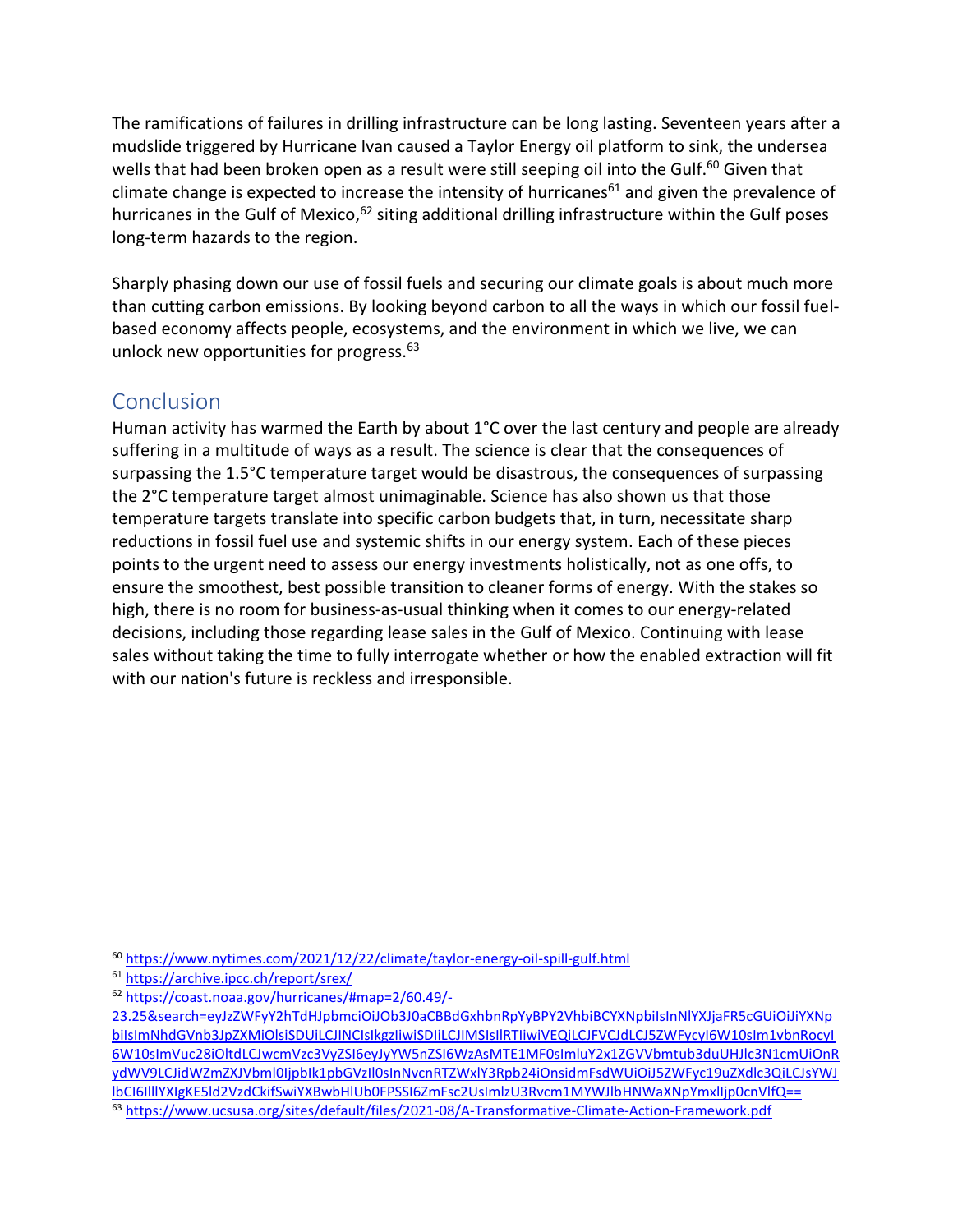The ramifications of failures in drilling infrastructure can be long lasting. Seventeen years after a mudslide triggered by Hurricane Ivan caused a Taylor Energy oil platform to sink, the undersea wells that had been broken open as a result were still seeping oil into the Gulf.[60] Given that climate change is expected to increase the intensity of hurricanes[61] and given the prevalence of hurricanes in the Gulf of Mexico,[62] siting additional drilling infrastructure within the Gulf poses long-term hazards to the region.

Sharply phasing down our use of fossil fuels and securing our climate goals is about much more than cutting carbon emissions. By looking beyond carbon to all the ways in which our fossil fuel-based economy affects people, ecosystems, and the environment in which we live, we can unlock new opportunities for progress.[63]

## Conclusion

Human activity has warmed the Earth by about 1°C over the last century and people are already suffering in a multitude of ways as a result. The science is clear that the consequences of surpassing the 1.5°C temperature target would be disastrous, the consequences of surpassing the 2°C temperature target almost unimaginable. Science has also shown us that those temperature targets translate into specific carbon budgets that, in turn, necessitate sharp reductions in fossil fuel use and systemic shifts in our energy system. Each of these pieces points to the urgent need to assess our energy investments holistically, not as one offs, to ensure the smoothest, best possible transition to cleaner forms of energy. With the stakes so high, there is no room for business-as-usual thinking when it comes to our energy-related decisions, including those regarding lease sales in the Gulf of Mexico. Continuing with lease sales without taking the time to fully interrogate whether or how the enabled extraction will fit with our nation's future is reckless and irresponsible.

---

[60] https://www.nytimes.com/2021/12/22/climate/taylor-energy-oil-spill-gulf.html

[61] https://archive.ipcc.ch/report/srex/

[62] https://coast.noaa.gov/hurricanes/#map=2/60.49/-23.25&search=eyJzZWFyY2hTdHJpbmciOiJOb3J0aCBBdGxhbnRpYyBPY2VhbiBCYXNpbiIsInNlYXJjaFR5cGUiOiJiYXNpbiIsImNhdGVnb3JpZXMiOlsiSDUiLCJINCIsIkgzIiwiSDIiLCJIMSIsIlRTIiwiVEQiLCJFVCJdLCJ5ZWFycyI6W10sIm1vbnRocyI6W10sImVuc28iOltdLCJwcmVzc3VyZSI6eyJyYW5nZSI6WzAsMTE1MF0sImluY2x1ZGVVbmtub3duUHJlc3N1cmUiOnRydWV9LCJidWZmZXJVbml0IjpbIk1pbGVzIl0sInNvcnRTZWxlY3Rpb24iOnsidmFsdWUiOiJ5ZWFyc19uZXdlc3QiLCJsYWJlbCI6IllYIgKE5ld2VzdCkifSwiYXBwbHlUb0FPSSI6ZmFsc2UsImlzU3Rvcm1MYWJlbHNWaXNpYmxlIjp0cnVlfQ==

[63] https://www.ucsusa.org/sites/default/files/2021-08/A-Transformative-Climate-Action-Framework.pdf